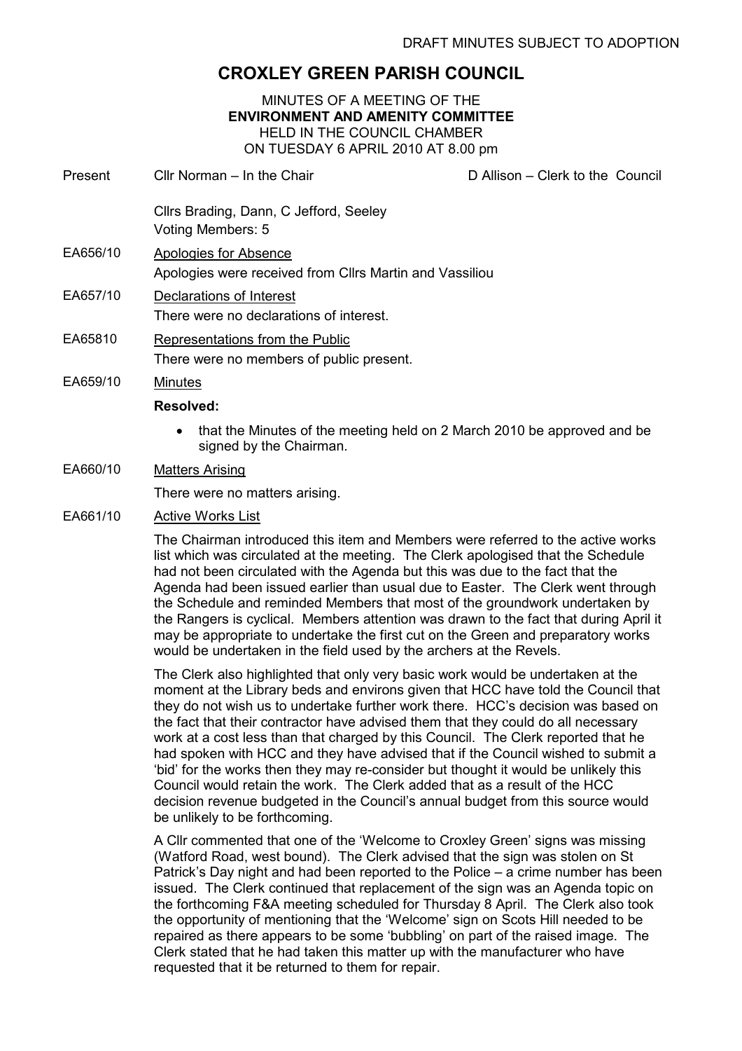DRAFT MINUTES SUBJECT TO ADOPTION

# CROXLEY GREEN PARISH COUNCIL

MINUTES OF A MEETING OF THE
**ENVIRONMENT AND AMENITY COMMITTEE**
HELD IN THE COUNCIL CHAMBER
ON TUESDAY 6 APRIL 2010 AT 8.00 pm

Present: Cllr Norman – In the Chair — D Allison – Clerk to the Council

Cllrs Brading, Dann, C Jefford, Seeley
Voting Members: 5

**EA656/10 Apologies for Absence**

Apologies were received from Cllrs Martin and Vassiliou

**EA657/10 Declarations of Interest**

There were no declarations of interest.

**EA65810 Representations from the Public**

There were no members of public present.

**EA659/10 Minutes**

**Resolved:**

- that the Minutes of the meeting held on 2 March 2010 be approved and be signed by the Chairman.

**EA660/10 Matters Arising**

There were no matters arising.

**EA661/10 Active Works List**

The Chairman introduced this item and Members were referred to the active works list which was circulated at the meeting. The Clerk apologised that the Schedule had not been circulated with the Agenda but this was due to the fact that the Agenda had been issued earlier than usual due to Easter. The Clerk went through the Schedule and reminded Members that most of the groundwork undertaken by the Rangers is cyclical. Members attention was drawn to the fact that during April it may be appropriate to undertake the first cut on the Green and preparatory works would be undertaken in the field used by the archers at the Revels.

The Clerk also highlighted that only very basic work would be undertaken at the moment at the Library beds and environs given that HCC have told the Council that they do not wish us to undertake further work there. HCC's decision was based on the fact that their contractor have advised them that they could do all necessary work at a cost less than that charged by this Council. The Clerk reported that he had spoken with HCC and they have advised that if the Council wished to submit a 'bid' for the works then they may re-consider but thought it would be unlikely this Council would retain the work. The Clerk added that as a result of the HCC decision revenue budgeted in the Council's annual budget from this source would be unlikely to be forthcoming.

A Cllr commented that one of the 'Welcome to Croxley Green' signs was missing (Watford Road, west bound). The Clerk advised that the sign was stolen on St Patrick's Day night and had been reported to the Police – a crime number has been issued. The Clerk continued that replacement of the sign was an Agenda topic on the forthcoming F&A meeting scheduled for Thursday 8 April. The Clerk also took the opportunity of mentioning that the 'Welcome' sign on Scots Hill needed to be repaired as there appears to be some 'bubbling' on part of the raised image. The Clerk stated that he had taken this matter up with the manufacturer who have requested that it be returned to them for repair.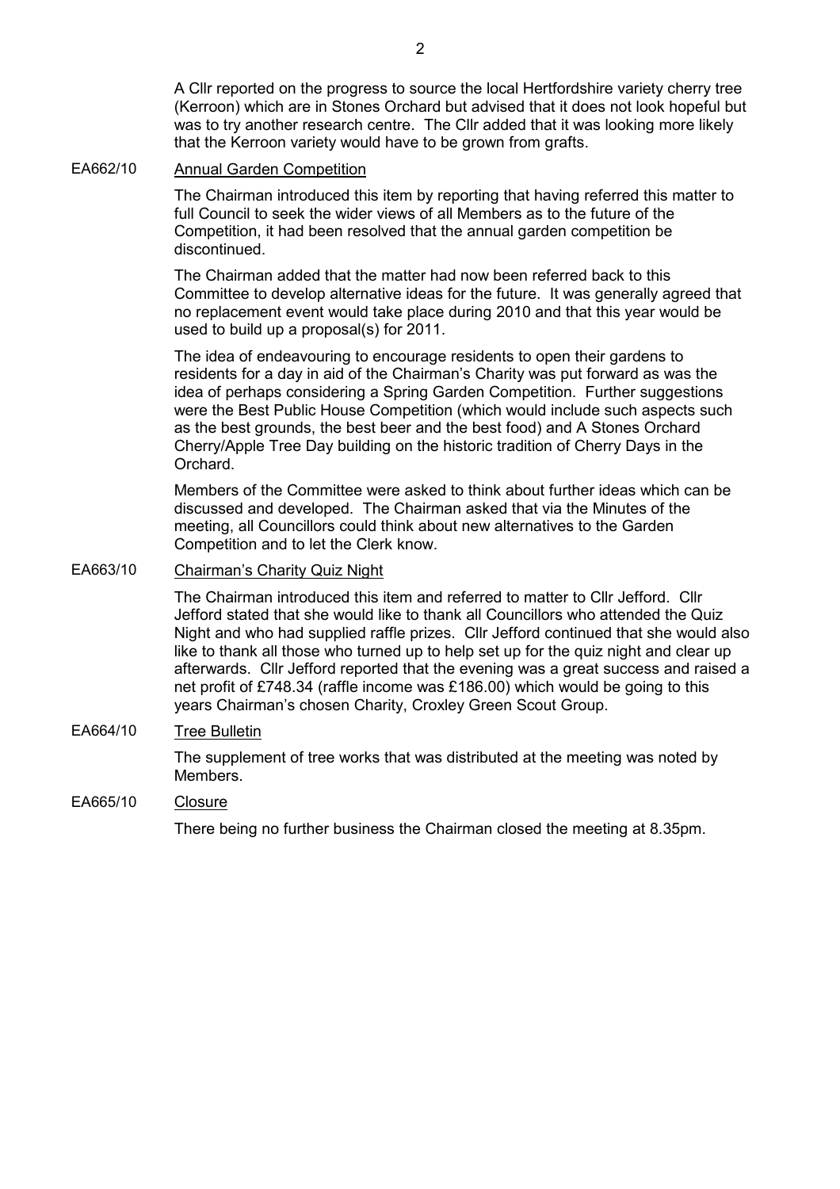A Cllr reported on the progress to source the local Hertfordshire variety cherry tree (Kerroon) which are in Stones Orchard but advised that it does not look hopeful but was to try another research centre. The Cllr added that it was looking more likely that the Kerroon variety would have to be grown from grafts.

EA662/10 Annual Garden Competition

The Chairman introduced this item by reporting that having referred this matter to full Council to seek the wider views of all Members as to the future of the Competition, it had been resolved that the annual garden competition be discontinued.

The Chairman added that the matter had now been referred back to this Committee to develop alternative ideas for the future. It was generally agreed that no replacement event would take place during 2010 and that this year would be used to build up a proposal(s) for 2011.

The idea of endeavouring to encourage residents to open their gardens to residents for a day in aid of the Chairman's Charity was put forward as was the idea of perhaps considering a Spring Garden Competition. Further suggestions were the Best Public House Competition (which would include such aspects such as the best grounds, the best beer and the best food) and A Stones Orchard Cherry/Apple Tree Day building on the historic tradition of Cherry Days in the Orchard.

Members of the Committee were asked to think about further ideas which can be discussed and developed. The Chairman asked that via the Minutes of the meeting, all Councillors could think about new alternatives to the Garden Competition and to let the Clerk know.

EA663/10 Chairman's Charity Quiz Night

The Chairman introduced this item and referred to matter to Cllr Jefford. Cllr Jefford stated that she would like to thank all Councillors who attended the Quiz Night and who had supplied raffle prizes. Cllr Jefford continued that she would also like to thank all those who turned up to help set up for the quiz night and clear up afterwards. Cllr Jefford reported that the evening was a great success and raised a net profit of £748.34 (raffle income was £186.00) which would be going to this years Chairman's chosen Charity, Croxley Green Scout Group.

EA664/10 Tree Bulletin

The supplement of tree works that was distributed at the meeting was noted by Members.

EA665/10 Closure

There being no further business the Chairman closed the meeting at 8.35pm.